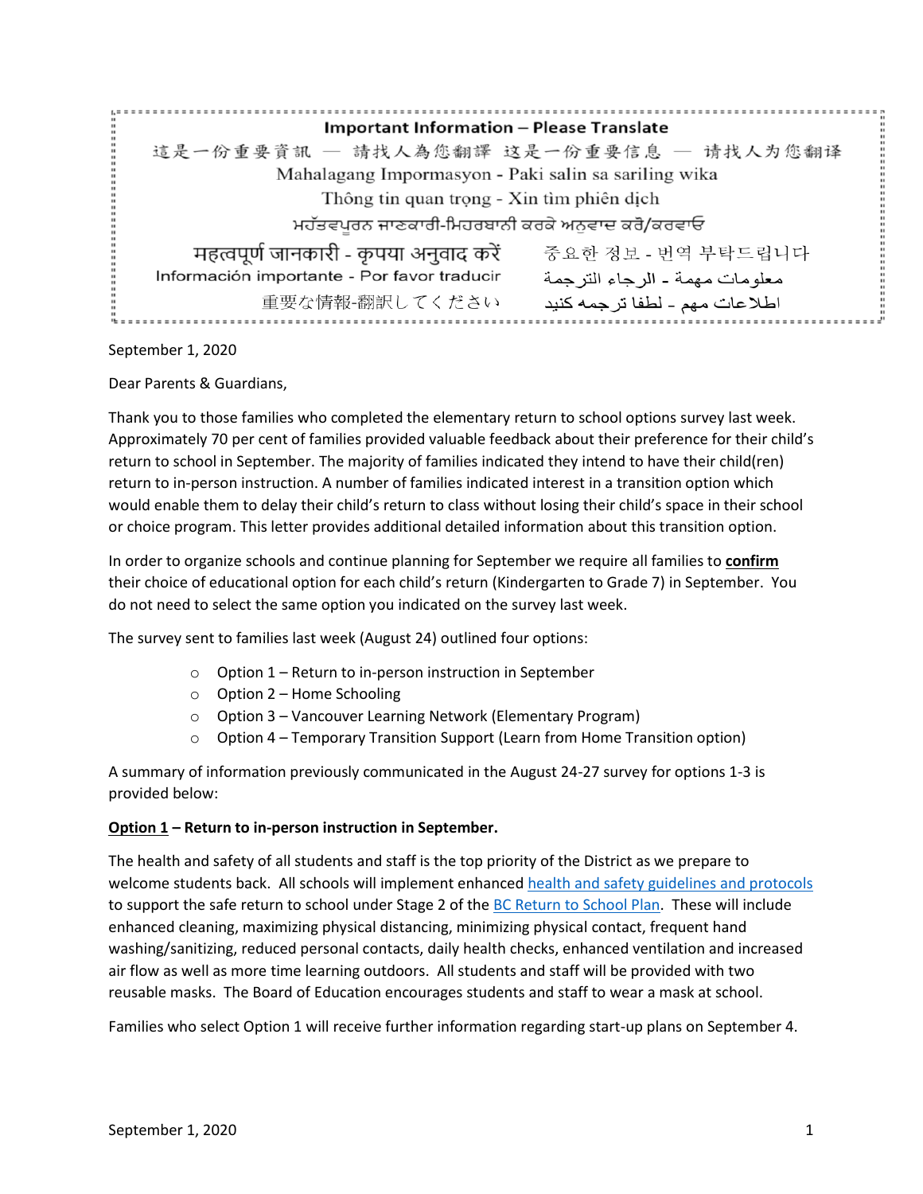**Important Information – Please Translate**

這是一份重要資訊 — 請找人為您翻譯 这是一份重要信息 — 请找人为您翻译

Mahalagang Impormasyon - Paki salin sa sariling wika

Thông tin quan trọng - Xin tìm phiên dịch

ਮਹੱਤਵਪੂਰਨ ਜਾਣਕਾਰੀ-ਮਿਹਰਬਾਨੀ ਕਰਕੇ ਅਨੁਵਾਦ ਕਰੋ/ਕਰਵਾਓ

महत्वपूर्ण जानकारी - कृपया अनुवाद करें

중요한 정보 - 번역 부탁드립니다

Información importante - Por favor traducir

معلومات مهمة - الرجاء الترجمة

重要な情報-翻訳してください

اطلاعات مهم - لطفا ترجمه کنید

September 1, 2020

Dear Parents & Guardians,

Thank you to those families who completed the elementary return to school options survey last week. Approximately 70 per cent of families provided valuable feedback about their preference for their child's return to school in September. The majority of families indicated they intend to have their child(ren) return to in-person instruction. A number of families indicated interest in a transition option which would enable them to delay their child's return to class without losing their child's space in their school or choice program. This letter provides additional detailed information about this transition option.

In order to organize schools and continue planning for September we require all families to **confirm** their choice of educational option for each child's return (Kindergarten to Grade 7) in September. You do not need to select the same option you indicated on the survey last week.

The survey sent to families last week (August 24) outlined four options:

- Option 1 – Return to in-person instruction in September
- Option 2 – Home Schooling
- Option 3 – Vancouver Learning Network (Elementary Program)
- Option 4 – Temporary Transition Support (Learn from Home Transition option)

A summary of information previously communicated in the August 24-27 survey for options 1-3 is provided below:

**Option 1 – Return to in-person instruction in September.**

The health and safety of all students and staff is the top priority of the District as we prepare to welcome students back. All schools will implement enhanced health and safety guidelines and protocols to support the safe return to school under Stage 2 of the BC Return to School Plan. These will include enhanced cleaning, maximizing physical distancing, minimizing physical contact, frequent hand washing/sanitizing, reduced personal contacts, daily health checks, enhanced ventilation and increased air flow as well as more time learning outdoors. All students and staff will be provided with two reusable masks. The Board of Education encourages students and staff to wear a mask at school.

Families who select Option 1 will receive further information regarding start-up plans on September 4.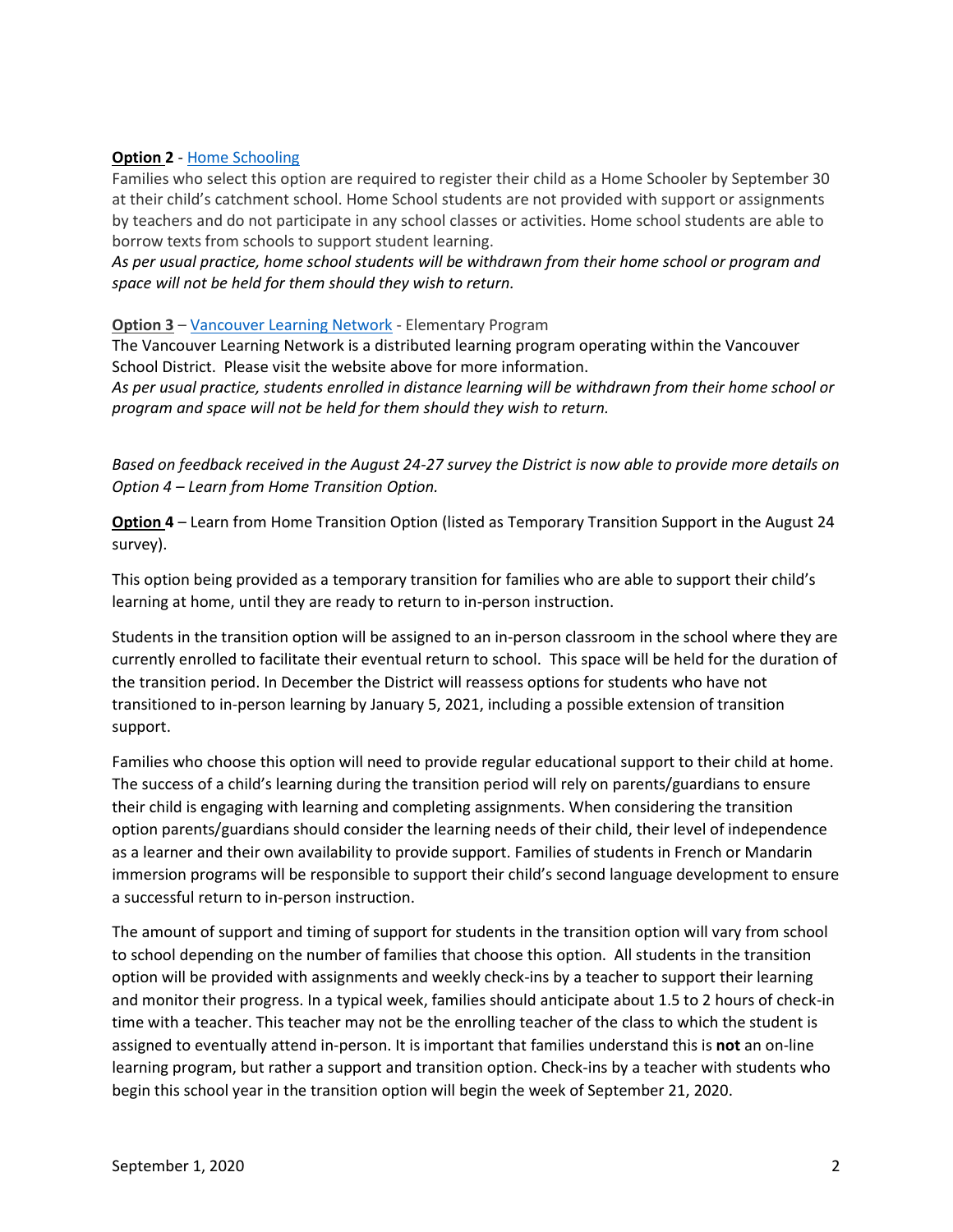**Option 2** - Home Schooling

Families who select this option are required to register their child as a Home Schooler by September 30 at their child's catchment school. Home School students are not provided with support or assignments by teachers and do not participate in any school classes or activities. Home school students are able to borrow texts from schools to support student learning.

*As per usual practice, home school students will be withdrawn from their home school or program and space will not be held for them should they wish to return.*

**Option 3** – Vancouver Learning Network - Elementary Program

The Vancouver Learning Network is a distributed learning program operating within the Vancouver School District. Please visit the website above for more information.

*As per usual practice, students enrolled in distance learning will be withdrawn from their home school or program and space will not be held for them should they wish to return.*

*Based on feedback received in the August 24-27 survey the District is now able to provide more details on Option 4 – Learn from Home Transition Option.*

**Option 4** – Learn from Home Transition Option (listed as Temporary Transition Support in the August 24 survey).

This option being provided as a temporary transition for families who are able to support their child's learning at home, until they are ready to return to in-person instruction.

Students in the transition option will be assigned to an in-person classroom in the school where they are currently enrolled to facilitate their eventual return to school. This space will be held for the duration of the transition period. In December the District will reassess options for students who have not transitioned to in-person learning by January 5, 2021, including a possible extension of transition support.

Families who choose this option will need to provide regular educational support to their child at home. The success of a child's learning during the transition period will rely on parents/guardians to ensure their child is engaging with learning and completing assignments. When considering the transition option parents/guardians should consider the learning needs of their child, their level of independence as a learner and their own availability to provide support. Families of students in French or Mandarin immersion programs will be responsible to support their child's second language development to ensure a successful return to in-person instruction.

The amount of support and timing of support for students in the transition option will vary from school to school depending on the number of families that choose this option. All students in the transition option will be provided with assignments and weekly check-ins by a teacher to support their learning and monitor their progress. In a typical week, families should anticipate about 1.5 to 2 hours of check-in time with a teacher. This teacher may not be the enrolling teacher of the class to which the student is assigned to eventually attend in-person. It is important that families understand this is **not** an on-line learning program, but rather a support and transition option. Check-ins by a teacher with students who begin this school year in the transition option will begin the week of September 21, 2020.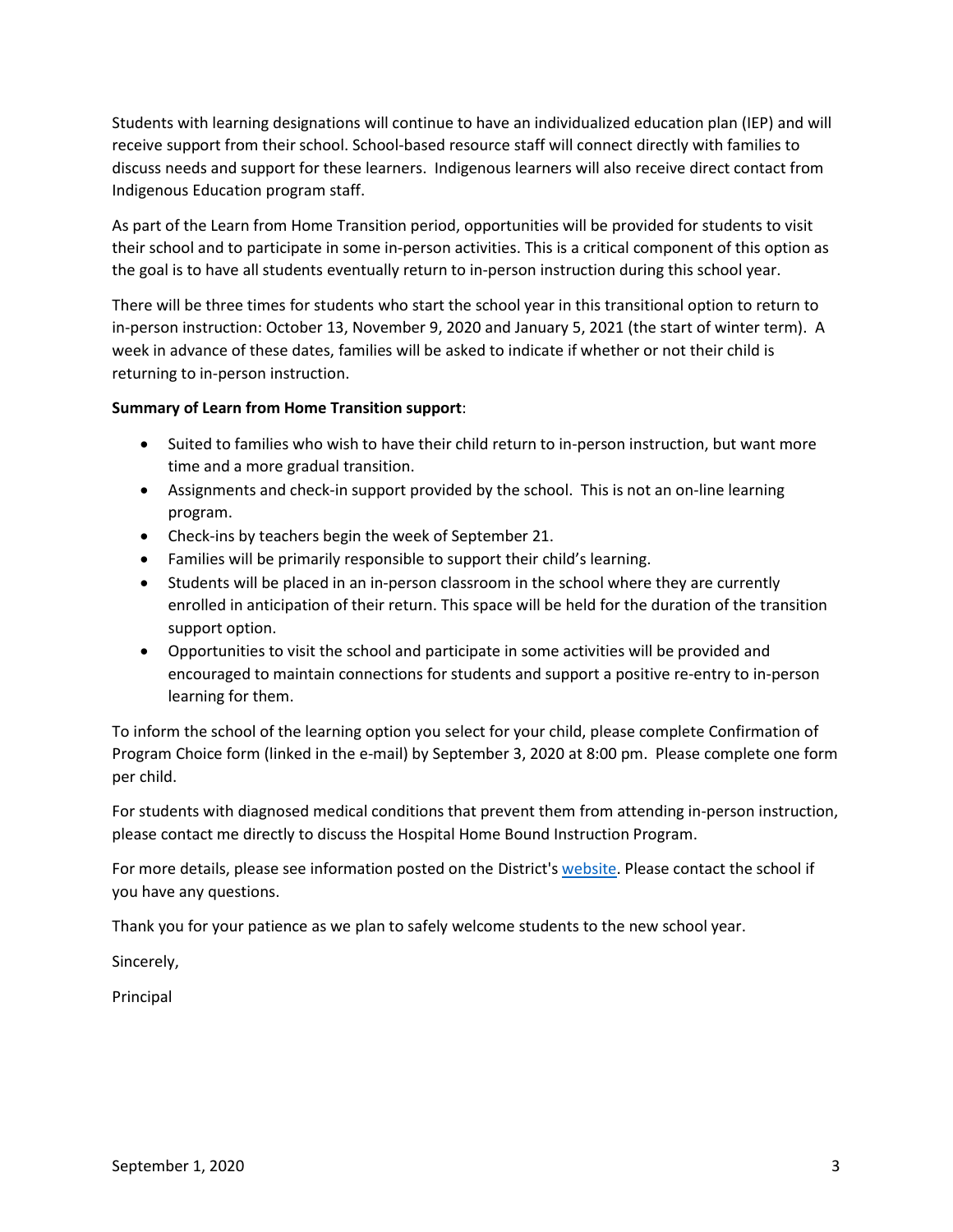Students with learning designations will continue to have an individualized education plan (IEP) and will receive support from their school. School-based resource staff will connect directly with families to discuss needs and support for these learners. Indigenous learners will also receive direct contact from Indigenous Education program staff.

As part of the Learn from Home Transition period, opportunities will be provided for students to visit their school and to participate in some in-person activities. This is a critical component of this option as the goal is to have all students eventually return to in-person instruction during this school year.

There will be three times for students who start the school year in this transitional option to return to in-person instruction: October 13, November 9, 2020 and January 5, 2021 (the start of winter term). A week in advance of these dates, families will be asked to indicate if whether or not their child is returning to in-person instruction.

**Summary of Learn from Home Transition support**:

- Suited to families who wish to have their child return to in-person instruction, but want more time and a more gradual transition.
- Assignments and check-in support provided by the school. This is not an on-line learning program.
- Check-ins by teachers begin the week of September 21.
- Families will be primarily responsible to support their child's learning.
- Students will be placed in an in-person classroom in the school where they are currently enrolled in anticipation of their return. This space will be held for the duration of the transition support option.
- Opportunities to visit the school and participate in some activities will be provided and encouraged to maintain connections for students and support a positive re-entry to in-person learning for them.

To inform the school of the learning option you select for your child, please complete Confirmation of Program Choice form (linked in the e-mail) by September 3, 2020 at 8:00 pm. Please complete one form per child.

For students with diagnosed medical conditions that prevent them from attending in-person instruction, please contact me directly to discuss the Hospital Home Bound Instruction Program.

For more details, please see information posted on the District's [website](). Please contact the school if you have any questions.

Thank you for your patience as we plan to safely welcome students to the new school year.

Sincerely,

Principal